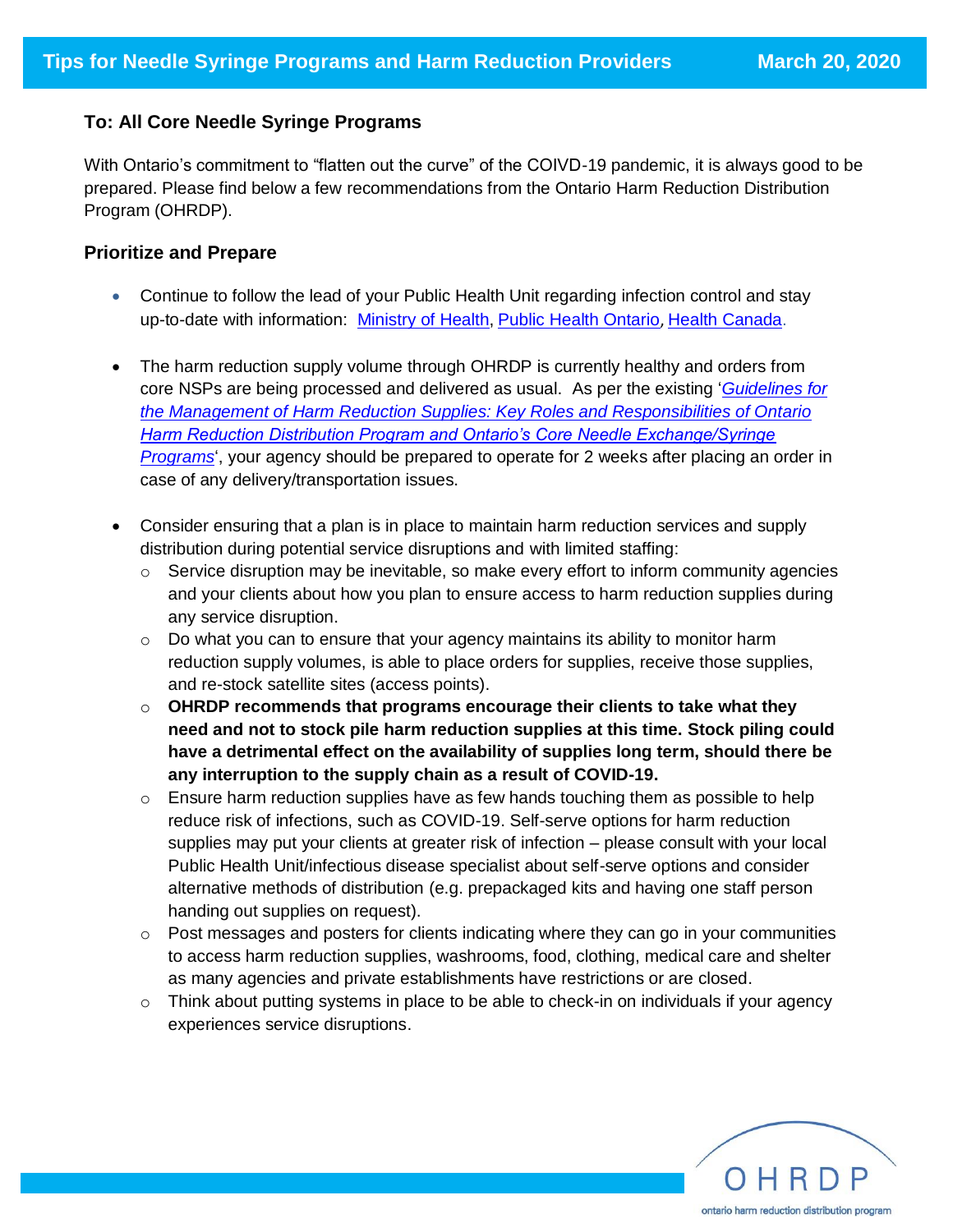# Tips for Needle Syringe Programs and Harm Reduction Providers

March 20, 2020

**To: All Core Needle Syringe Programs**

With Ontario's commitment to "flatten out the curve" of the COIVD-19 pandemic, it is always good to be prepared. Please find below a few recommendations from the Ontario Harm Reduction Distribution Program (OHRDP).

## Prioritize and Prepare

- Continue to follow the lead of your Public Health Unit regarding infection control and stay up-to-date with information: Ministry of Health, Public Health Ontario, Health Canada.
- The harm reduction supply volume through OHRDP is currently healthy and orders from core NSPs are being processed and delivered as usual. As per the existing '*Guidelines for the Management of Harm Reduction Supplies: Key Roles and Responsibilities of Ontario Harm Reduction Distribution Program and Ontario's Core Needle Exchange/Syringe Programs*', your agency should be prepared to operate for 2 weeks after placing an order in case of any delivery/transportation issues.
- Consider ensuring that a plan is in place to maintain harm reduction services and supply distribution during potential service disruptions and with limited staffing:
  - Service disruption may be inevitable, so make every effort to inform community agencies and your clients about how you plan to ensure access to harm reduction supplies during any service disruption.
  - Do what you can to ensure that your agency maintains its ability to monitor harm reduction supply volumes, is able to place orders for supplies, receive those supplies, and re-stock satellite sites (access points).
  - **OHRDP recommends that programs encourage their clients to take what they need and not to stock pile harm reduction supplies at this time. Stock piling could have a detrimental effect on the availability of supplies long term, should there be any interruption to the supply chain as a result of COVID-19.**
  - Ensure harm reduction supplies have as few hands touching them as possible to help reduce risk of infections, such as COVID-19. Self-serve options for harm reduction supplies may put your clients at greater risk of infection – please consult with your local Public Health Unit/infectious disease specialist about self-serve options and consider alternative methods of distribution (e.g. prepackaged kits and having one staff person handing out supplies on request).
  - Post messages and posters for clients indicating where they can go in your communities to access harm reduction supplies, washrooms, food, clothing, medical care and shelter as many agencies and private establishments have restrictions or are closed.
  - Think about putting systems in place to be able to check-in on individuals if your agency experiences service disruptions.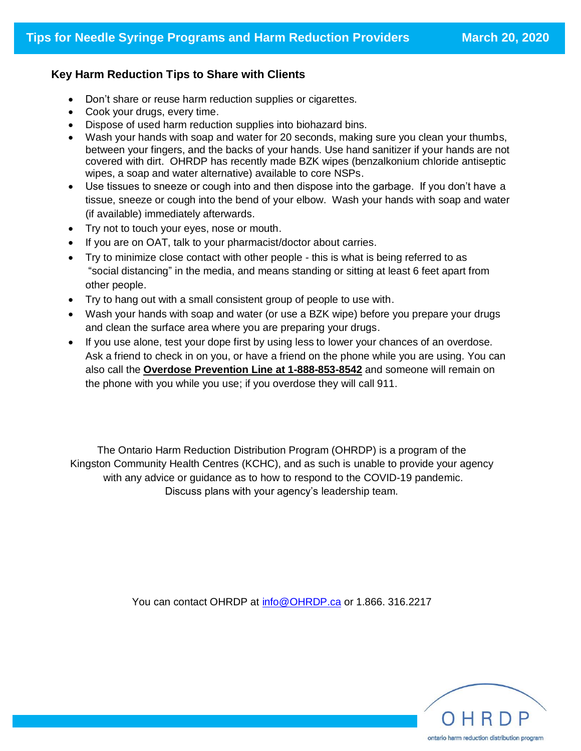## Key Harm Reduction Tips to Share with Clients

- Don't share or reuse harm reduction supplies or cigarettes.
- Cook your drugs, every time.
- Dispose of used harm reduction supplies into biohazard bins.
- Wash your hands with soap and water for 20 seconds, making sure you clean your thumbs, between your fingers, and the backs of your hands. Use hand sanitizer if your hands are not covered with dirt. OHRDP has recently made BZK wipes (benzalkonium chloride antiseptic wipes, a soap and water alternative) available to core NSPs.
- Use tissues to sneeze or cough into and then dispose into the garbage. If you don't have a tissue, sneeze or cough into the bend of your elbow. Wash your hands with soap and water (if available) immediately afterwards.
- Try not to touch your eyes, nose or mouth.
- If you are on OAT, talk to your pharmacist/doctor about carries.
- Try to minimize close contact with other people - this is what is being referred to as "social distancing" in the media, and means standing or sitting at least 6 feet apart from other people.
- Try to hang out with a small consistent group of people to use with.
- Wash your hands with soap and water (or use a BZK wipe) before you prepare your drugs and clean the surface area where you are preparing your drugs.
- If you use alone, test your dope first by using less to lower your chances of an overdose. Ask a friend to check in on you, or have a friend on the phone while you are using. You can also call the **Overdose Prevention Line at 1-888-853-8542** and someone will remain on the phone with you while you use; if you overdose they will call 911.

The Ontario Harm Reduction Distribution Program (OHRDP) is a program of the Kingston Community Health Centres (KCHC), and as such is unable to provide your agency with any advice or guidance as to how to respond to the COVID-19 pandemic. Discuss plans with your agency's leadership team.

You can contact OHRDP at info@OHRDP.ca or 1.866. 316.2217

OHRDP
ontario harm reduction distribution program